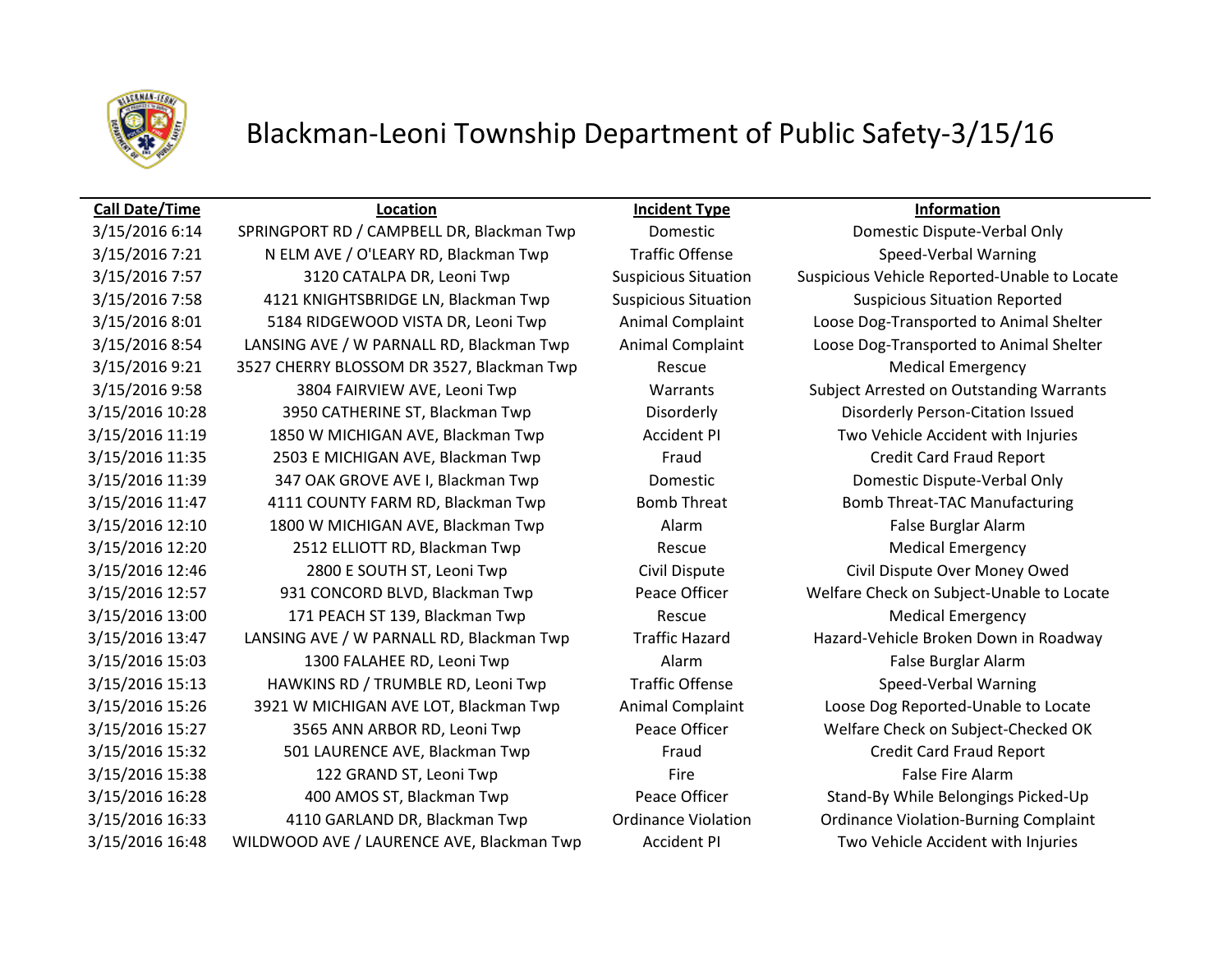# Blackman-Leoni Township Department of Public Safety-3/15/16

| Call Date/Time | Location | Incident Type | Information |
|---|---|---|---|
| 3/15/2016 6:14 | SPRINGPORT RD / CAMPBELL DR, Blackman Twp | Domestic | Domestic Dispute-Verbal Only |
| 3/15/2016 7:21 | N ELM AVE / O'LEARY RD, Blackman Twp | Traffic Offense | Speed-Verbal Warning |
| 3/15/2016 7:57 | 3120 CATALPA DR, Leoni Twp | Suspicious Situation | Suspicious Vehicle Reported-Unable to Locate |
| 3/15/2016 7:58 | 4121 KNIGHTSBRIDGE LN, Blackman Twp | Suspicious Situation | Suspicious Situation Reported |
| 3/15/2016 8:01 | 5184 RIDGEWOOD VISTA DR, Leoni Twp | Animal Complaint | Loose Dog-Transported to Animal Shelter |
| 3/15/2016 8:54 | LANSING AVE / W PARNALL RD, Blackman Twp | Animal Complaint | Loose Dog-Transported to Animal Shelter |
| 3/15/2016 9:21 | 3527 CHERRY BLOSSOM DR 3527, Blackman Twp | Rescue | Medical Emergency |
| 3/15/2016 9:58 | 3804 FAIRVIEW AVE, Leoni Twp | Warrants | Subject Arrested on Outstanding Warrants |
| 3/15/2016 10:28 | 3950 CATHERINE ST, Blackman Twp | Disorderly | Disorderly Person-Citation Issued |
| 3/15/2016 11:19 | 1850 W MICHIGAN AVE, Blackman Twp | Accident PI | Two Vehicle Accident with Injuries |
| 3/15/2016 11:35 | 2503 E MICHIGAN AVE, Blackman Twp | Fraud | Credit Card Fraud Report |
| 3/15/2016 11:39 | 347 OAK GROVE AVE I, Blackman Twp | Domestic | Domestic Dispute-Verbal Only |
| 3/15/2016 11:47 | 4111 COUNTY FARM RD, Blackman Twp | Bomb Threat | Bomb Threat-TAC Manufacturing |
| 3/15/2016 12:10 | 1800 W MICHIGAN AVE, Blackman Twp | Alarm | False Burglar Alarm |
| 3/15/2016 12:20 | 2512 ELLIOTT RD, Blackman Twp | Rescue | Medical Emergency |
| 3/15/2016 12:46 | 2800 E SOUTH ST, Leoni Twp | Civil Dispute | Civil Dispute Over Money Owed |
| 3/15/2016 12:57 | 931 CONCORD BLVD, Blackman Twp | Peace Officer | Welfare Check on Subject-Unable to Locate |
| 3/15/2016 13:00 | 171 PEACH ST 139, Blackman Twp | Rescue | Medical Emergency |
| 3/15/2016 13:47 | LANSING AVE / W PARNALL RD, Blackman Twp | Traffic Hazard | Hazard-Vehicle Broken Down in Roadway |
| 3/15/2016 15:03 | 1300 FALAHEE RD, Leoni Twp | Alarm | False Burglar Alarm |
| 3/15/2016 15:13 | HAWKINS RD / TRUMBLE RD, Leoni Twp | Traffic Offense | Speed-Verbal Warning |
| 3/15/2016 15:26 | 3921 W MICHIGAN AVE LOT, Blackman Twp | Animal Complaint | Loose Dog Reported-Unable to Locate |
| 3/15/2016 15:27 | 3565 ANN ARBOR RD, Leoni Twp | Peace Officer | Welfare Check on Subject-Checked OK |
| 3/15/2016 15:32 | 501 LAURENCE AVE, Blackman Twp | Fraud | Credit Card Fraud Report |
| 3/15/2016 15:38 | 122 GRAND ST, Leoni Twp | Fire | False Fire Alarm |
| 3/15/2016 16:28 | 400 AMOS ST, Blackman Twp | Peace Officer | Stand-By While Belongings Picked-Up |
| 3/15/2016 16:33 | 4110 GARLAND DR, Blackman Twp | Ordinance Violation | Ordinance Violation-Burning Complaint |
| 3/15/2016 16:48 | WILDWOOD AVE / LAURENCE AVE, Blackman Twp | Accident PI | Two Vehicle Accident with Injuries |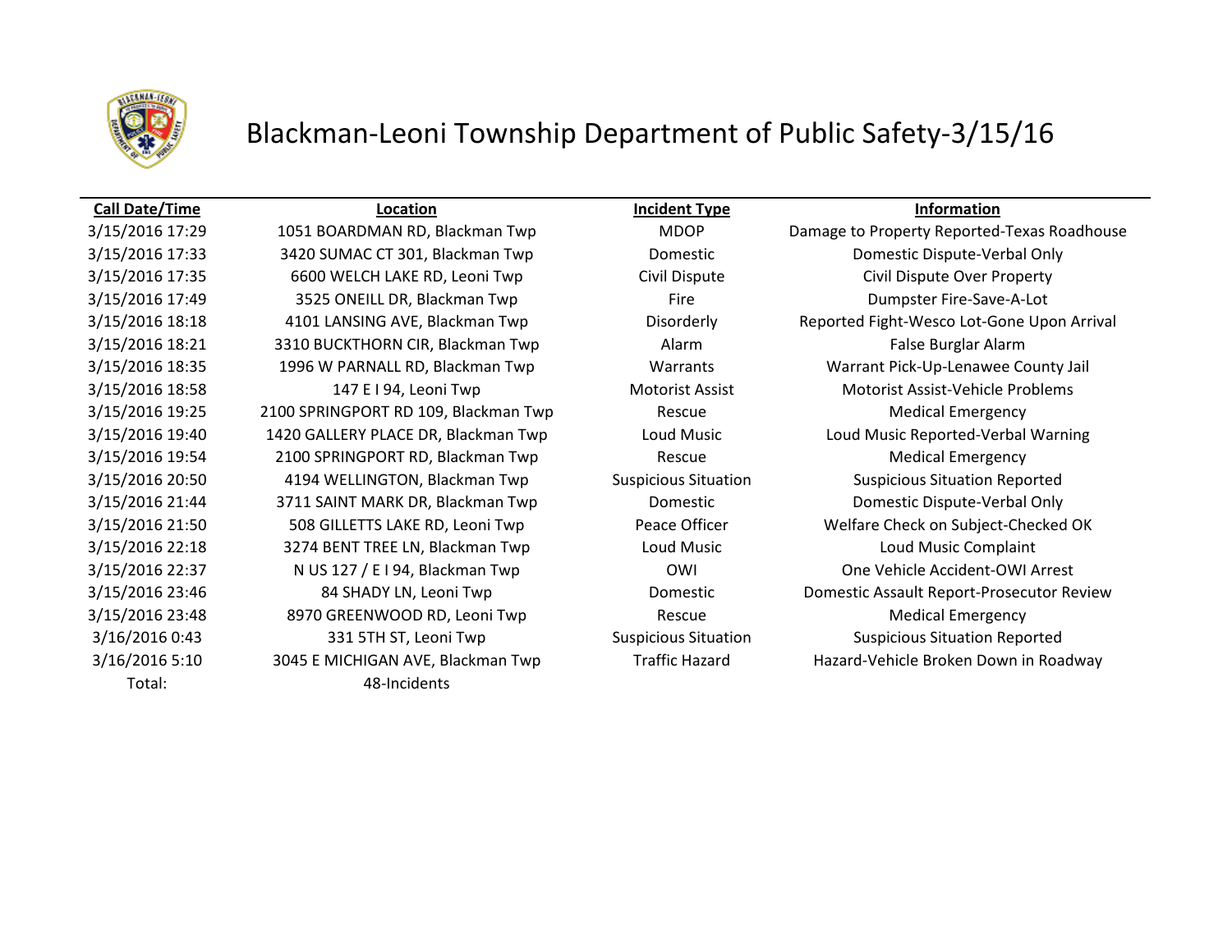# Blackman-Leoni Township Department of Public Safety-3/15/16

| Call Date/Time | Location | Incident Type | Information |
| --- | --- | --- | --- |
| 3/15/2016 17:29 | 1051 BOARDMAN RD, Blackman Twp | MDOP | Damage to Property Reported-Texas Roadhouse |
| 3/15/2016 17:33 | 3420 SUMAC CT 301, Blackman Twp | Domestic | Domestic Dispute-Verbal Only |
| 3/15/2016 17:35 | 6600 WELCH LAKE RD, Leoni Twp | Civil Dispute | Civil Dispute Over Property |
| 3/15/2016 17:49 | 3525 ONEILL DR, Blackman Twp | Fire | Dumpster Fire-Save-A-Lot |
| 3/15/2016 18:18 | 4101 LANSING AVE, Blackman Twp | Disorderly | Reported Fight-Wesco Lot-Gone Upon Arrival |
| 3/15/2016 18:21 | 3310 BUCKTHORN CIR, Blackman Twp | Alarm | False Burglar Alarm |
| 3/15/2016 18:35 | 1996 W PARNALL RD, Blackman Twp | Warrants | Warrant Pick-Up-Lenawee County Jail |
| 3/15/2016 18:58 | 147 E I 94, Leoni Twp | Motorist Assist | Motorist Assist-Vehicle Problems |
| 3/15/2016 19:25 | 2100 SPRINGPORT RD 109, Blackman Twp | Rescue | Medical Emergency |
| 3/15/2016 19:40 | 1420 GALLERY PLACE DR, Blackman Twp | Loud Music | Loud Music Reported-Verbal Warning |
| 3/15/2016 19:54 | 2100 SPRINGPORT RD, Blackman Twp | Rescue | Medical Emergency |
| 3/15/2016 20:50 | 4194 WELLINGTON, Blackman Twp | Suspicious Situation | Suspicious Situation Reported |
| 3/15/2016 21:44 | 3711 SAINT MARK DR, Blackman Twp | Domestic | Domestic Dispute-Verbal Only |
| 3/15/2016 21:50 | 508 GILLETTS LAKE RD, Leoni Twp | Peace Officer | Welfare Check on Subject-Checked OK |
| 3/15/2016 22:18 | 3274 BENT TREE LN, Blackman Twp | Loud Music | Loud Music Complaint |
| 3/15/2016 22:37 | N US 127 / E I 94, Blackman Twp | OWI | One Vehicle Accident-OWI Arrest |
| 3/15/2016 23:46 | 84 SHADY LN, Leoni Twp | Domestic | Domestic Assault Report-Prosecutor Review |
| 3/15/2016 23:48 | 8970 GREENWOOD RD, Leoni Twp | Rescue | Medical Emergency |
| 3/16/2016 0:43 | 331 5TH ST, Leoni Twp | Suspicious Situation | Suspicious Situation Reported |
| 3/16/2016 5:10 | 3045 E MICHIGAN AVE, Blackman Twp | Traffic Hazard | Hazard-Vehicle Broken Down in Roadway |
| Total: | 48-Incidents | | |